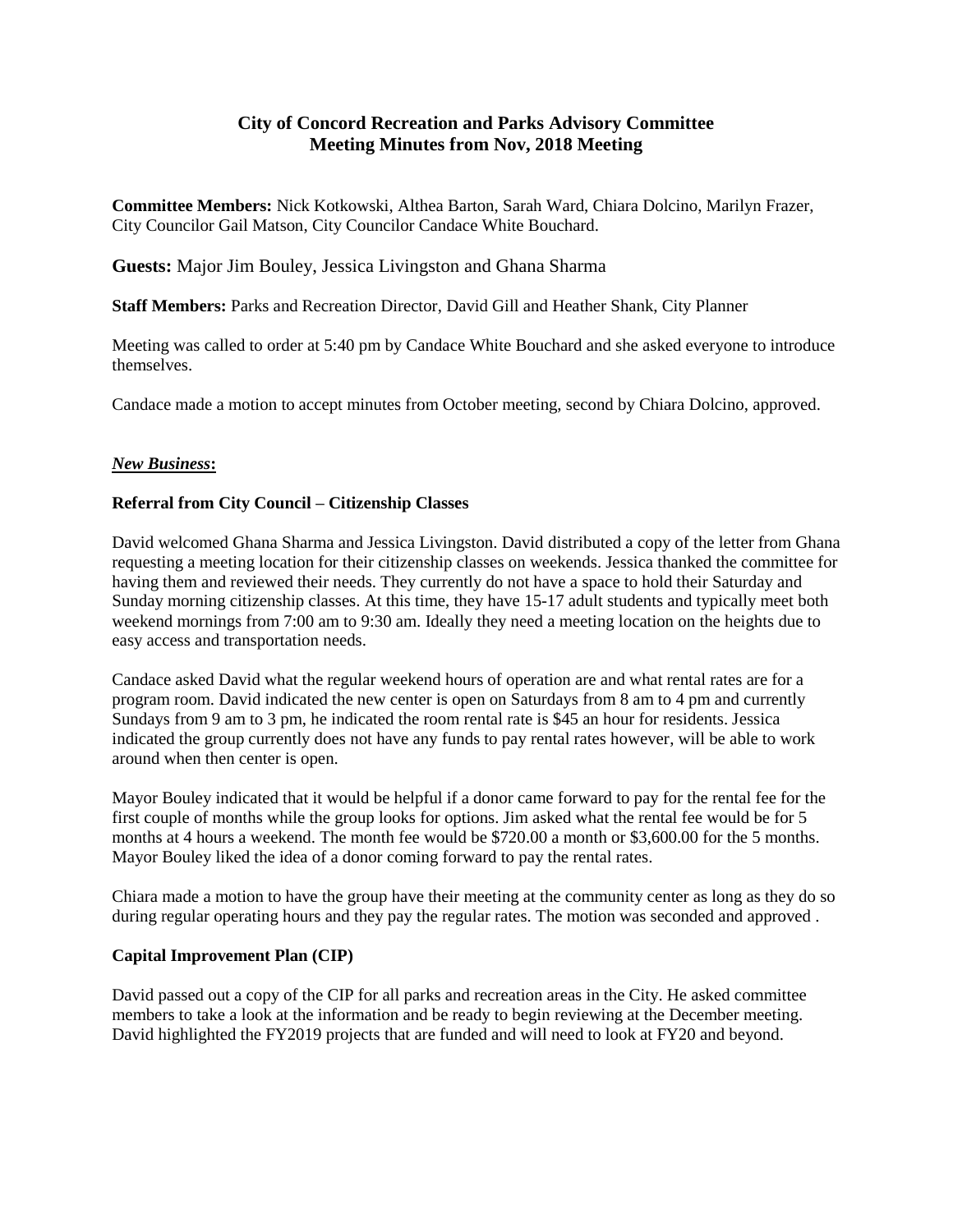# City of Concord Recreation and Parks Advisory Committee
# Meeting Minutes from Nov, 2018 Meeting

**Committee Members:** Nick Kotkowski, Althea Barton, Sarah Ward, Chiara Dolcino, Marilyn Frazer, City Councilor Gail Matson, City Councilor Candace White Bouchard.

**Guests:** Major Jim Bouley, Jessica Livingston and Ghana Sharma

**Staff Members:** Parks and Recreation Director, David Gill and Heather Shank, City Planner

Meeting was called to order at 5:40 pm by Candace White Bouchard and she asked everyone to introduce themselves.

Candace made a motion to accept minutes from October meeting, second by Chiara Dolcino, approved.

***New Business*:**

**Referral from City Council – Citizenship Classes**

David welcomed Ghana Sharma and Jessica Livingston. David distributed a copy of the letter from Ghana requesting a meeting location for their citizenship classes on weekends. Jessica thanked the committee for having them and reviewed their needs. They currently do not have a space to hold their Saturday and Sunday morning citizenship classes. At this time, they have 15-17 adult students and typically meet both weekend mornings from 7:00 am to 9:30 am. Ideally they need a meeting location on the heights due to easy access and transportation needs.

Candace asked David what the regular weekend hours of operation are and what rental rates are for a program room. David indicated the new center is open on Saturdays from 8 am to 4 pm and currently Sundays from 9 am to 3 pm, he indicated the room rental rate is $45 an hour for residents. Jessica indicated the group currently does not have any funds to pay rental rates however, will be able to work around when then center is open.

Mayor Bouley indicated that it would be helpful if a donor came forward to pay for the rental fee for the first couple of months while the group looks for options. Jim asked what the rental fee would be for 5 months at 4 hours a weekend. The month fee would be $720.00 a month or $3,600.00 for the 5 months. Mayor Bouley liked the idea of a donor coming forward to pay the rental rates.

Chiara made a motion to have the group have their meeting at the community center as long as they do so during regular operating hours and they pay the regular rates. The motion was seconded and approved .

**Capital Improvement Plan (CIP)**

David passed out a copy of the CIP for all parks and recreation areas in the City. He asked committee members to take a look at the information and be ready to begin reviewing at the December meeting. David highlighted the FY2019 projects that are funded and will need to look at FY20 and beyond.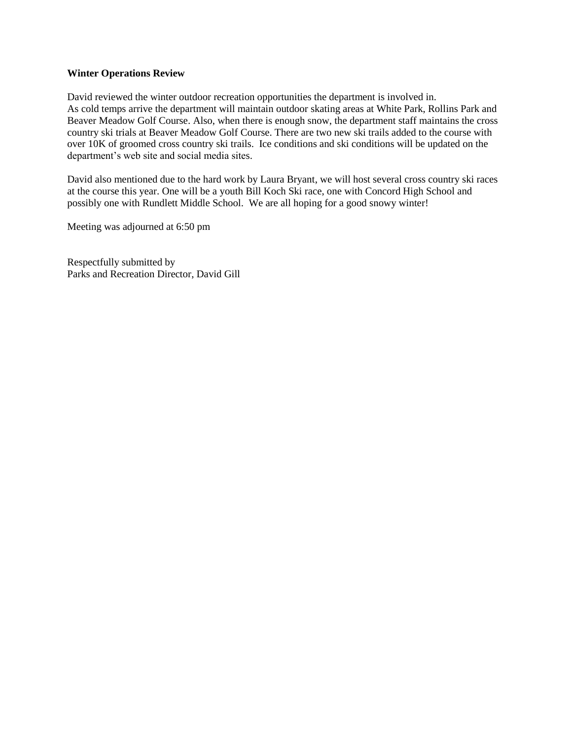**Winter Operations Review**

David reviewed the winter outdoor recreation opportunities the department is involved in.
As cold temps arrive the department will maintain outdoor skating areas at White Park, Rollins Park and Beaver Meadow Golf Course. Also, when there is enough snow, the department staff maintains the cross country ski trials at Beaver Meadow Golf Course. There are two new ski trails added to the course with over 10K of groomed cross country ski trails. Ice conditions and ski conditions will be updated on the department's web site and social media sites.

David also mentioned due to the hard work by Laura Bryant, we will host several cross country ski races at the course this year. One will be a youth Bill Koch Ski race, one with Concord High School and possibly one with Rundlett Middle School. We are all hoping for a good snowy winter!

Meeting was adjourned at 6:50 pm

Respectfully submitted by
Parks and Recreation Director, David Gill